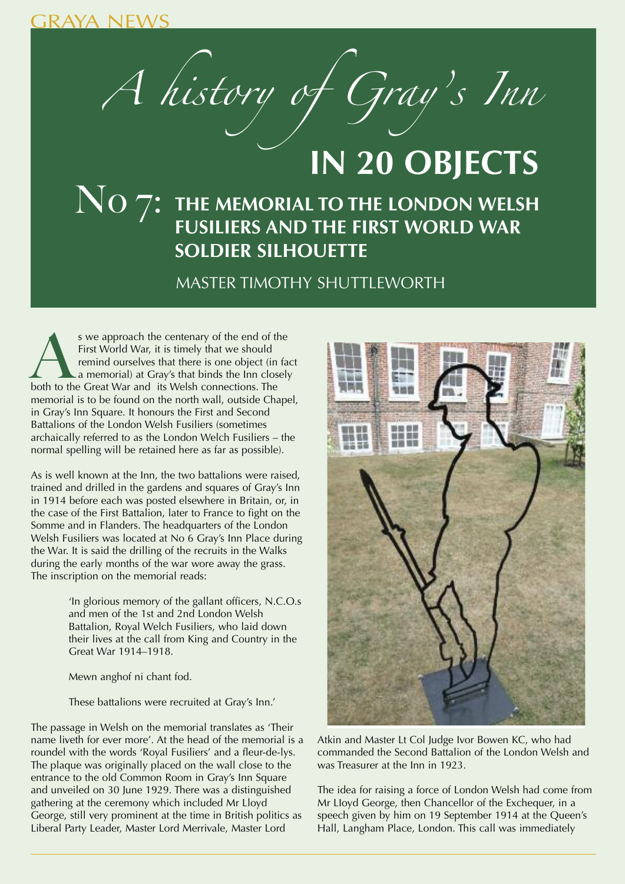# A history of Gray's Inn

# IN 20 OBJECTS

## No 7: THE MEMORIAL TO THE LONDON WELSH FUSILIERS AND THE FIRST WORLD WAR SOLDIER SILHOUETTE

MASTER TIMOTHY SHUTTLEWORTH

As we approach the centenary of the end of the First World War, it is timely that we should remind ourselves that there is one object (in fact a memorial) at Gray's that binds the Inn closely both to the Great War and its Welsh connections. The memorial is to be found on the north wall, outside Chapel, in Gray's Inn Square. It honours the First and Second Battalions of the London Welsh Fusiliers (sometimes archaically referred to as the London Welch Fusiliers – the normal spelling will be retained here as far as possible).

As is well known at the Inn, the two battalions were raised, trained and drilled in the gardens and squares of Gray's Inn in 1914 before each was posted elsewhere in Britain, or, in the case of the First Battalion, later to France to fight on the Somme and in Flanders. The headquarters of the London Welsh Fusiliers was located at No 6 Gray's Inn Place during the War. It is said the drilling of the recruits in the Walks during the early months of the war wore away the grass. The inscription on the memorial reads:

> 'In glorious memory of the gallant officers, N.C.O.s and men of the 1st and 2nd London Welsh Battalion, Royal Welch Fusiliers, who laid down their lives at the call from King and Country in the Great War 1914–1918.
>
> Mewn anghof ni chant fod.
>
> These battalions were recruited at Gray's Inn.'

The passage in Welsh on the memorial translates as 'Their name liveth for ever more'. At the head of the memorial is a roundel with the words 'Royal Fusiliers' and a fleur-de-lys. The plaque was originally placed on the wall close to the entrance to the old Common Room in Gray's Inn Square and unveiled on 30 June 1929. There was a distinguished gathering at the ceremony which included Mr Lloyd George, still very prominent at the time in British politics as Liberal Party Leader, Master Lord Merrivale, Master Lord Atkin and Master Lt Col Judge Ivor Bowen KC, who had commanded the Second Battalion of the London Welsh and was Treasurer at the Inn in 1923.

The idea for raising a force of London Welsh had come from Mr LIoyd George, then Chancellor of the Exchequer, in a speech given by him on 19 September 1914 at the Queen's Hall, Langham Place, London. This call was immediately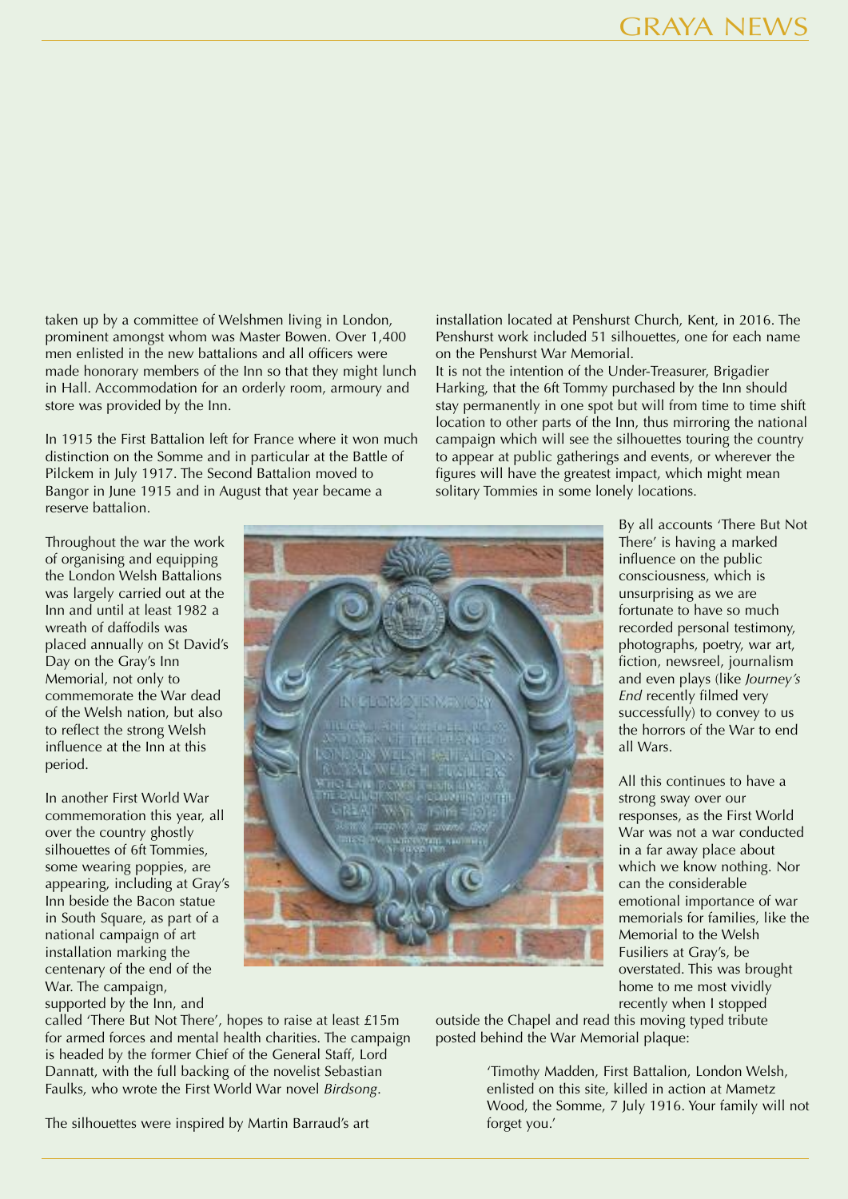taken up by a committee of Welshmen living in London, prominent amongst whom was Master Bowen. Over 1,400 men enlisted in the new battalions and all officers were made honorary members of the Inn so that they might lunch in Hall. Accommodation for an orderly room, armoury and store was provided by the Inn.

In 1915 the First Battalion left for France where it won much distinction on the Somme and in particular at the Battle of Pilckem in July 1917. The Second Battalion moved to Bangor in June 1915 and in August that year became a reserve battalion.

Throughout the war the work of organising and equipping the London Welsh Battalions was largely carried out at the Inn and until at least 1982 a wreath of daffodils was placed annually on St David's Day on the Gray's Inn Memorial, not only to commemorate the War dead of the Welsh nation, but also to reflect the strong Welsh influence at the Inn at this period.

In another First World War commemoration this year, all over the country ghostly silhouettes of 6ft Tommies, some wearing poppies, are appearing, including at Gray's Inn beside the Bacon statue in South Square, as part of a national campaign of art installation marking the centenary of the end of the War. The campaign, supported by the Inn, and called 'There But Not There', hopes to raise at least £15m for armed forces and mental health charities. The campaign is headed by the former Chief of the General Staff, Lord Dannatt, with the full backing of the novelist Sebastian Faulks, who wrote the First World War novel *Birdsong*.

The silhouettes were inspired by Martin Barraud's art installation located at Penshurst Church, Kent, in 2016. The Penshurst work included 51 silhouettes, one for each name on the Penshurst War Memorial.

It is not the intention of the Under-Treasurer, Brigadier Harking, that the 6ft Tommy purchased by the Inn should stay permanently in one spot but will from time to time shift location to other parts of the Inn, thus mirroring the national campaign which will see the silhouettes touring the country to appear at public gatherings and events, or wherever the figures will have the greatest impact, which might mean solitary Tommies in some lonely locations.

By all accounts 'There But Not There' is having a marked influence on the public consciousness, which is unsurprising as we are fortunate to have so much recorded personal testimony, photographs, poetry, war art, fiction, newsreel, journalism and even plays (like *Journey's End* recently filmed very successfully) to convey to us the horrors of the War to end all Wars.

All this continues to have a strong sway over our responses, as the First World War was not a war conducted in a far away place about which we know nothing. Nor can the considerable emotional importance of war memorials for families, like the Memorial to the Welsh Fusiliers at Gray's, be overstated. This was brought home to me most vividly recently when I stopped outside the Chapel and read this moving typed tribute posted behind the War Memorial plaque:

> 'Timothy Madden, First Battalion, London Welsh, enlisted on this site, killed in action at Mametz Wood, the Somme, 7 July 1916. Your family will not forget you.'